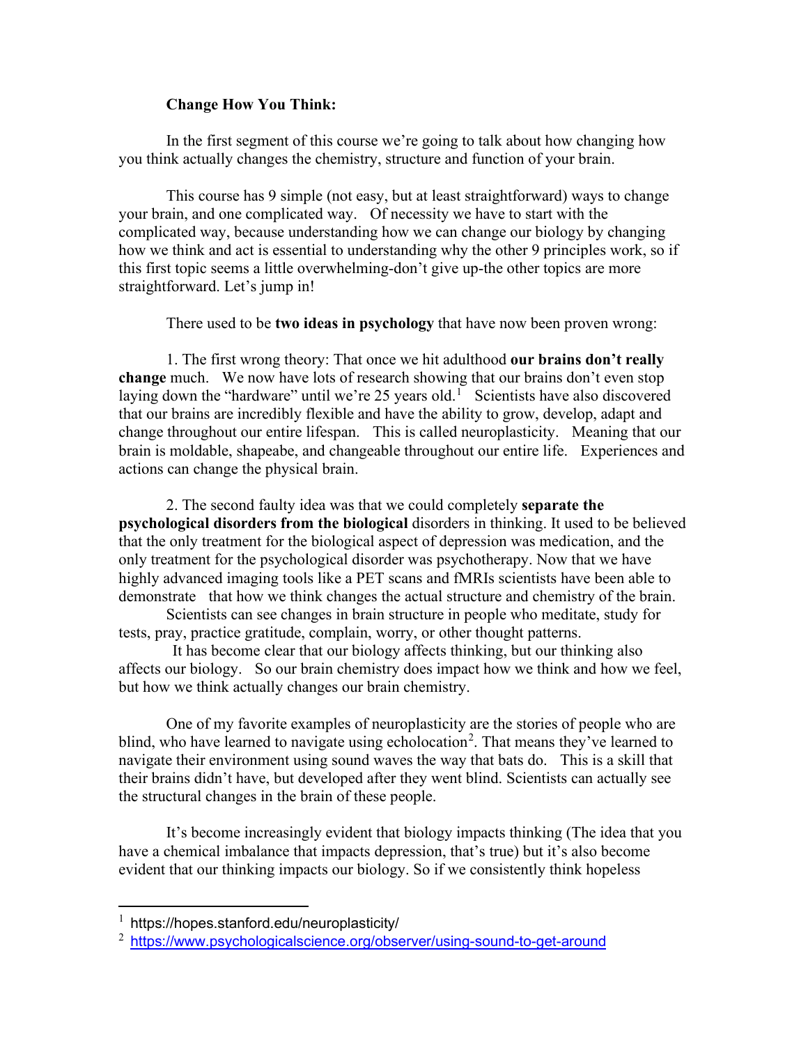**Change How You Think:**

In the first segment of this course we're going to talk about how changing how you think actually changes the chemistry, structure and function of your brain.

This course has 9 simple (not easy, but at least straightforward) ways to change your brain, and one complicated way. Of necessity we have to start with the complicated way, because understanding how we can change our biology by changing how we think and act is essential to understanding why the other 9 principles work, so if this first topic seems a little overwhelming-don't give up-the other topics are more straightforward. Let's jump in!

There used to be **two ideas in psychology** that have now been proven wrong:

1. The first wrong theory: That once we hit adulthood **our brains don't really change** much. We now have lots of research showing that our brains don't even stop laying down the "hardware" until we're 25 years old.[1] Scientists have also discovered that our brains are incredibly flexible and have the ability to grow, develop, adapt and change throughout our entire lifespan. This is called neuroplasticity. Meaning that our brain is moldable, shapeabe, and changeable throughout our entire life. Experiences and actions can change the physical brain.

2. The second faulty idea was that we could completely **separate the psychological disorders from the biological** disorders in thinking. It used to be believed that the only treatment for the biological aspect of depression was medication, and the only treatment for the psychological disorder was psychotherapy. Now that we have highly advanced imaging tools like a PET scans and fMRIs scientists have been able to demonstrate that how we think changes the actual structure and chemistry of the brain.

Scientists can see changes in brain structure in people who meditate, study for tests, pray, practice gratitude, complain, worry, or other thought patterns.

It has become clear that our biology affects thinking, but our thinking also affects our biology. So our brain chemistry does impact how we think and how we feel, but how we think actually changes our brain chemistry.

One of my favorite examples of neuroplasticity are the stories of people who are blind, who have learned to navigate using echolocation[2]. That means they've learned to navigate their environment using sound waves the way that bats do. This is a skill that their brains didn't have, but developed after they went blind. Scientists can actually see the structural changes in the brain of these people.

It's become increasingly evident that biology impacts thinking (The idea that you have a chemical imbalance that impacts depression, that's true) but it's also become evident that our thinking impacts our biology. So if we consistently think hopeless

---

[1] https://hopes.stanford.edu/neuroplasticity/

[2] https://www.psychologicalscience.org/observer/using-sound-to-get-around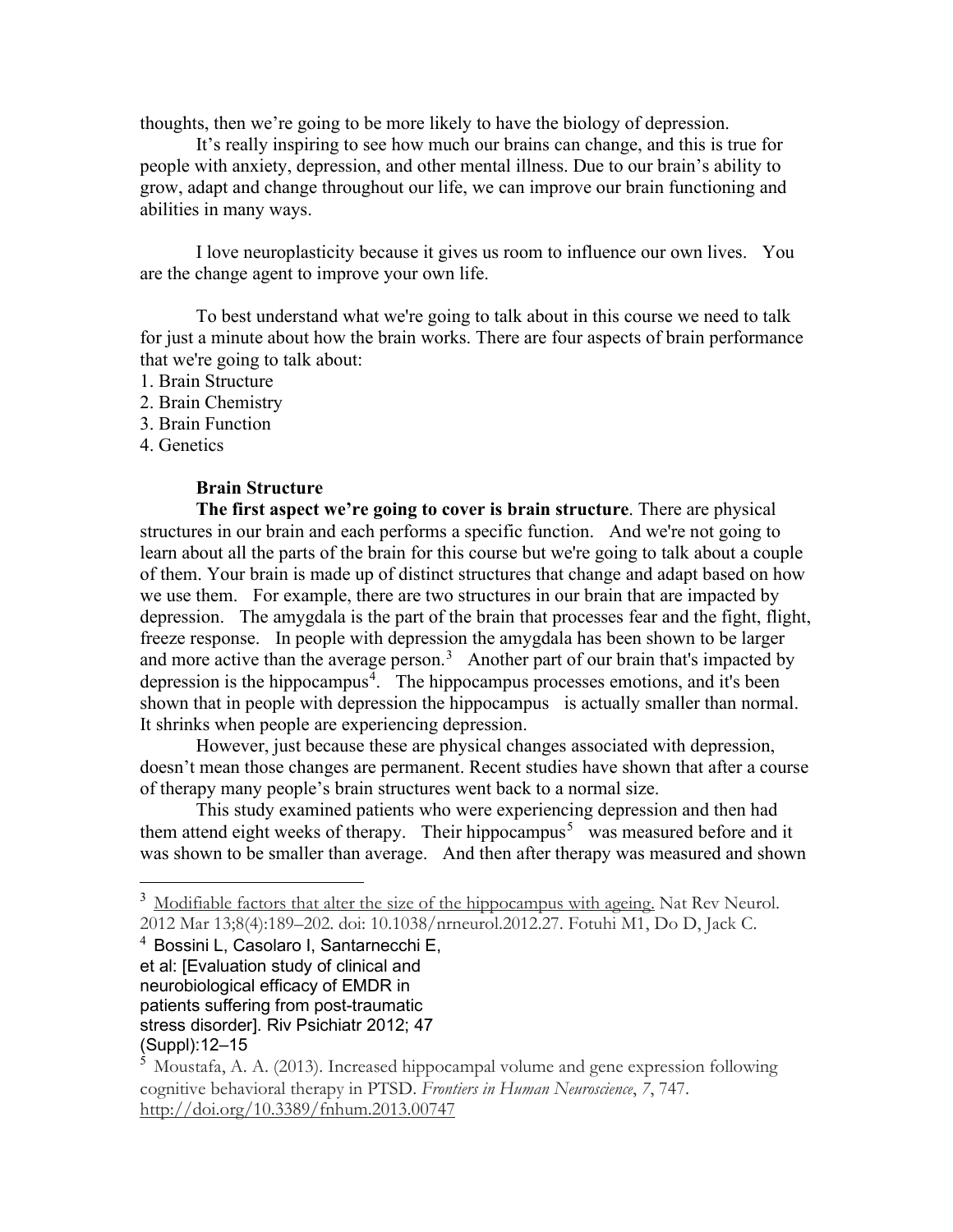thoughts, then we're going to be more likely to have the biology of depression.

It's really inspiring to see how much our brains can change, and this is true for people with anxiety, depression, and other mental illness. Due to our brain's ability to grow, adapt and change throughout our life, we can improve our brain functioning and abilities in many ways.

I love neuroplasticity because it gives us room to influence our own lives. You are the change agent to improve your own life.

To best understand what we're going to talk about in this course we need to talk for just a minute about how the brain works. There are four aspects of brain performance that we're going to talk about:

1. Brain Structure
2. Brain Chemistry
3. Brain Function
4. Genetics

**Brain Structure**

**The first aspect we're going to cover is brain structure**. There are physical structures in our brain and each performs a specific function. And we're not going to learn about all the parts of the brain for this course but we're going to talk about a couple of them. Your brain is made up of distinct structures that change and adapt based on how we use them. For example, there are two structures in our brain that are impacted by depression. The amygdala is the part of the brain that processes fear and the fight, flight, freeze response. In people with depression the amygdala has been shown to be larger and more active than the average person.[3] Another part of our brain that's impacted by depression is the hippocampus[4]. The hippocampus processes emotions, and it's been shown that in people with depression the hippocampus is actually smaller than normal. It shrinks when people are experiencing depression.

However, just because these are physical changes associated with depression, doesn't mean those changes are permanent. Recent studies have shown that after a course of therapy many people's brain structures went back to a normal size.

This study examined patients who were experiencing depression and then had them attend eight weeks of therapy. Their hippocampus[5] was measured before and it was shown to be smaller than average. And then after therapy was measured and shown

---

[3] Modifiable factors that alter the size of the hippocampus with ageing. Nat Rev Neurol. 2012 Mar 13;8(4):189–202. doi: 10.1038/nrneurol.2012.27. Fotuhi M1, Do D, Jack C.

[4] Bossini L, Casolaro I, Santarnecchi E, et al: [Evaluation study of clinical and neurobiological efficacy of EMDR in patients suffering from post-traumatic stress disorder]. Riv Psichiatr 2012; 47 (Suppl):12–15

[5] Moustafa, A. A. (2013). Increased hippocampal volume and gene expression following cognitive behavioral therapy in PTSD. *Frontiers in Human Neuroscience*, *7*, 747. http://doi.org/10.3389/fnhum.2013.00747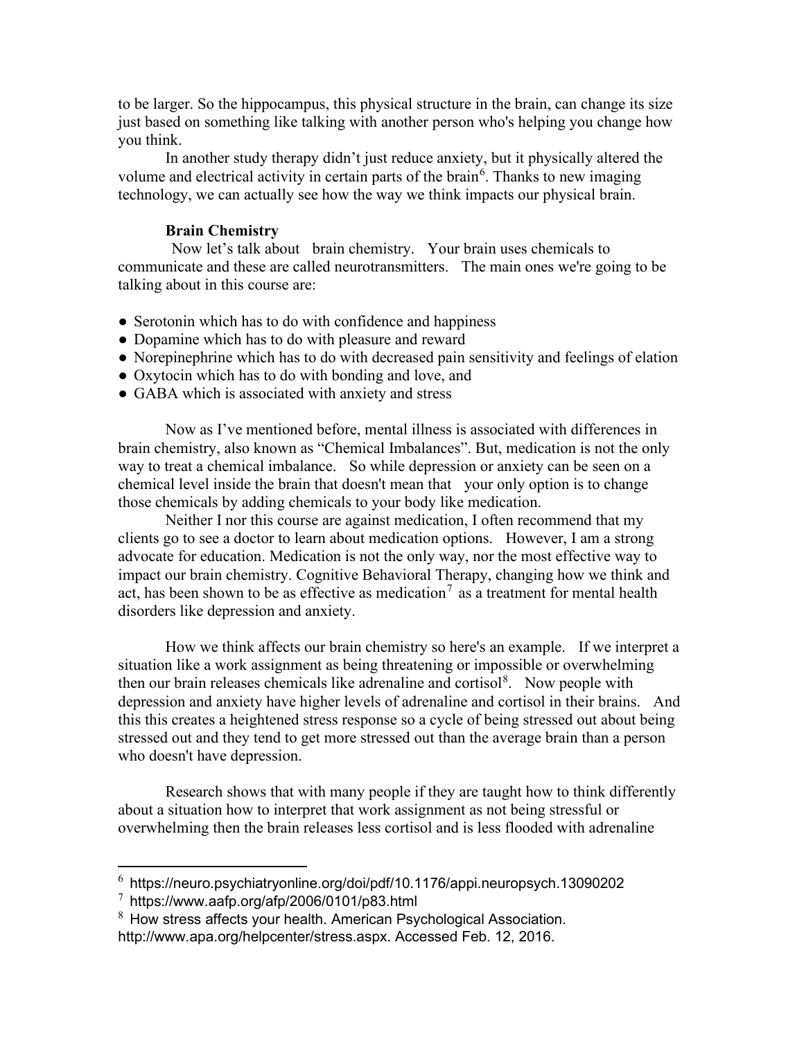to be larger. So the hippocampus, this physical structure in the brain, can change its size just based on something like talking with another person who's helping you change how you think.

In another study therapy didn't just reduce anxiety, but it physically altered the volume and electrical activity in certain parts of the brain[6]. Thanks to new imaging technology, we can actually see how the way we think impacts our physical brain.

**Brain Chemistry**

Now let's talk about brain chemistry. Your brain uses chemicals to communicate and these are called neurotransmitters. The main ones we're going to be talking about in this course are:

- Serotonin which has to do with confidence and happiness
- Dopamine which has to do with pleasure and reward
- Norepinephrine which has to do with decreased pain sensitivity and feelings of elation
- Oxytocin which has to do with bonding and love, and
- GABA which is associated with anxiety and stress

Now as I've mentioned before, mental illness is associated with differences in brain chemistry, also known as "Chemical Imbalances". But, medication is not the only way to treat a chemical imbalance. So while depression or anxiety can be seen on a chemical level inside the brain that doesn't mean that your only option is to change those chemicals by adding chemicals to your body like medication.

Neither I nor this course are against medication, I often recommend that my clients go to see a doctor to learn about medication options. However, I am a strong advocate for education. Medication is not the only way, nor the most effective way to impact our brain chemistry. Cognitive Behavioral Therapy, changing how we think and act, has been shown to be as effective as medication[7] as a treatment for mental health disorders like depression and anxiety.

How we think affects our brain chemistry so here's an example. If we interpret a situation like a work assignment as being threatening or impossible or overwhelming then our brain releases chemicals like adrenaline and cortisol[8]. Now people with depression and anxiety have higher levels of adrenaline and cortisol in their brains. And this this creates a heightened stress response so a cycle of being stressed out about being stressed out and they tend to get more stressed out than the average brain than a person who doesn't have depression.

Research shows that with many people if they are taught how to think differently about a situation how to interpret that work assignment as not being stressful or overwhelming then the brain releases less cortisol and is less flooded with adrenaline

---

[6] https://neuro.psychiatryonline.org/doi/pdf/10.1176/appi.neuropsych.13090202

[7] https://www.aafp.org/afp/2006/0101/p83.html

[8] How stress affects your health. American Psychological Association. http://www.apa.org/helpcenter/stress.aspx. Accessed Feb. 12, 2016.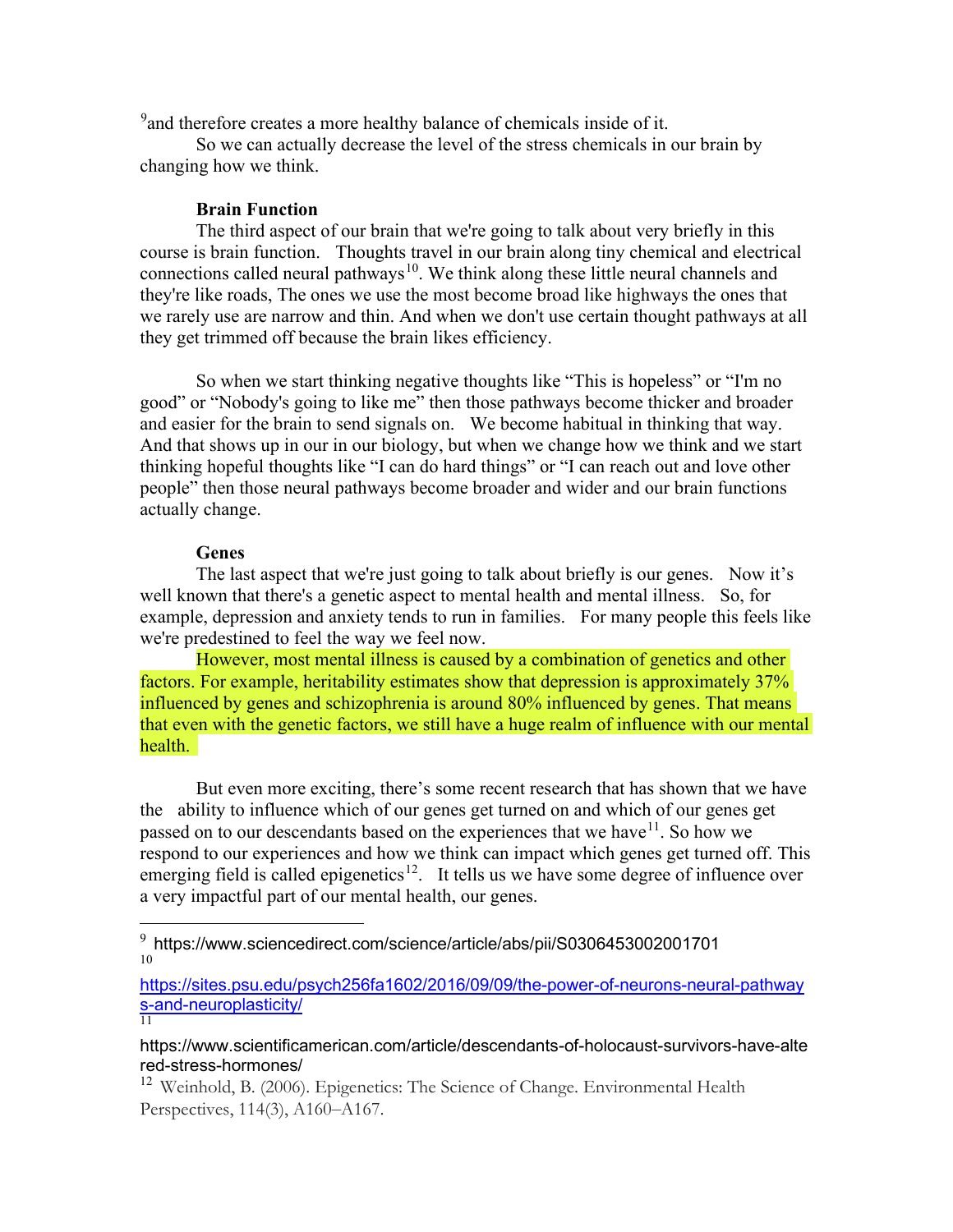[9]and therefore creates a more healthy balance of chemicals inside of it.

So we can actually decrease the level of the stress chemicals in our brain by changing how we think.

**Brain Function**

The third aspect of our brain that we're going to talk about very briefly in this course is brain function. Thoughts travel in our brain along tiny chemical and electrical connections called neural pathways[10]. We think along these little neural channels and they're like roads, The ones we use the most become broad like highways the ones that we rarely use are narrow and thin. And when we don't use certain thought pathways at all they get trimmed off because the brain likes efficiency.

So when we start thinking negative thoughts like "This is hopeless" or "I'm no good" or "Nobody's going to like me" then those pathways become thicker and broader and easier for the brain to send signals on. We become habitual in thinking that way. And that shows up in our in our biology, but when we change how we think and we start thinking hopeful thoughts like "I can do hard things" or "I can reach out and love other people" then those neural pathways become broader and wider and our brain functions actually change.

**Genes**

The last aspect that we're just going to talk about briefly is our genes. Now it's well known that there's a genetic aspect to mental health and mental illness. So, for example, depression and anxiety tends to run in families. For many people this feels like we're predestined to feel the way we feel now.

However, most mental illness is caused by a combination of genetics and other factors. For example, heritability estimates show that depression is approximately 37% influenced by genes and schizophrenia is around 80% influenced by genes. That means that even with the genetic factors, we still have a huge realm of influence with our mental health.

But even more exciting, there's some recent research that has shown that we have the ability to influence which of our genes get turned on and which of our genes get passed on to our descendants based on the experiences that we have[11]. So how we respond to our experiences and how we think can impact which genes get turned off. This emerging field is called epigenetics[12]. It tells us we have some degree of influence over a very impactful part of our mental health, our genes.

---

[9] https://www.sciencedirect.com/science/article/abs/pii/S0306453002001701

[10] https://sites.psu.edu/psych256fa1602/2016/09/09/the-power-of-neurons-neural-pathways-and-neuroplasticity/

[11] https://www.scientificamerican.com/article/descendants-of-holocaust-survivors-have-altered-stress-hormones/

[12] Weinhold, B. (2006). Epigenetics: The Science of Change. Environmental Health Perspectives, 114(3), A160–A167.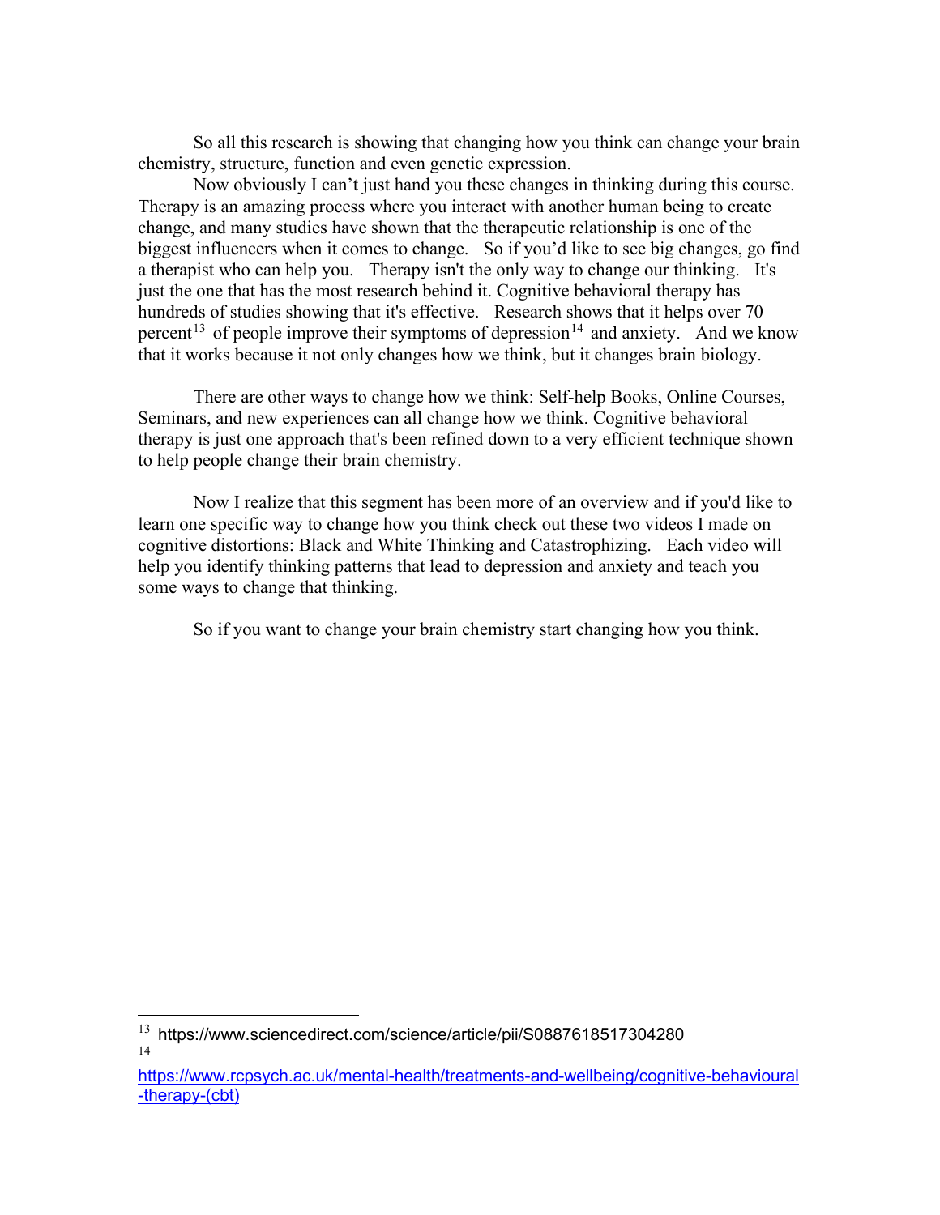So all this research is showing that changing how you think can change your brain chemistry, structure, function and even genetic expression.

Now obviously I can't just hand you these changes in thinking during this course. Therapy is an amazing process where you interact with another human being to create change, and many studies have shown that the therapeutic relationship is one of the biggest influencers when it comes to change. So if you'd like to see big changes, go find a therapist who can help you. Therapy isn't the only way to change our thinking. It's just the one that has the most research behind it. Cognitive behavioral therapy has hundreds of studies showing that it's effective. Research shows that it helps over 70 percent[13] of people improve their symptoms of depression[14] and anxiety. And we know that it works because it not only changes how we think, but it changes brain biology.

There are other ways to change how we think: Self-help Books, Online Courses, Seminars, and new experiences can all change how we think. Cognitive behavioral therapy is just one approach that's been refined down to a very efficient technique shown to help people change their brain chemistry.

Now I realize that this segment has been more of an overview and if you'd like to learn one specific way to change how you think check out these two videos I made on cognitive distortions: Black and White Thinking and Catastrophizing. Each video will help you identify thinking patterns that lead to depression and anxiety and teach you some ways to change that thinking.

So if you want to change your brain chemistry start changing how you think.

---

[13] https://www.sciencedirect.com/science/article/pii/S0887618517304280

[14] https://www.rcpsych.ac.uk/mental-health/treatments-and-wellbeing/cognitive-behavioural-therapy-(cbt)